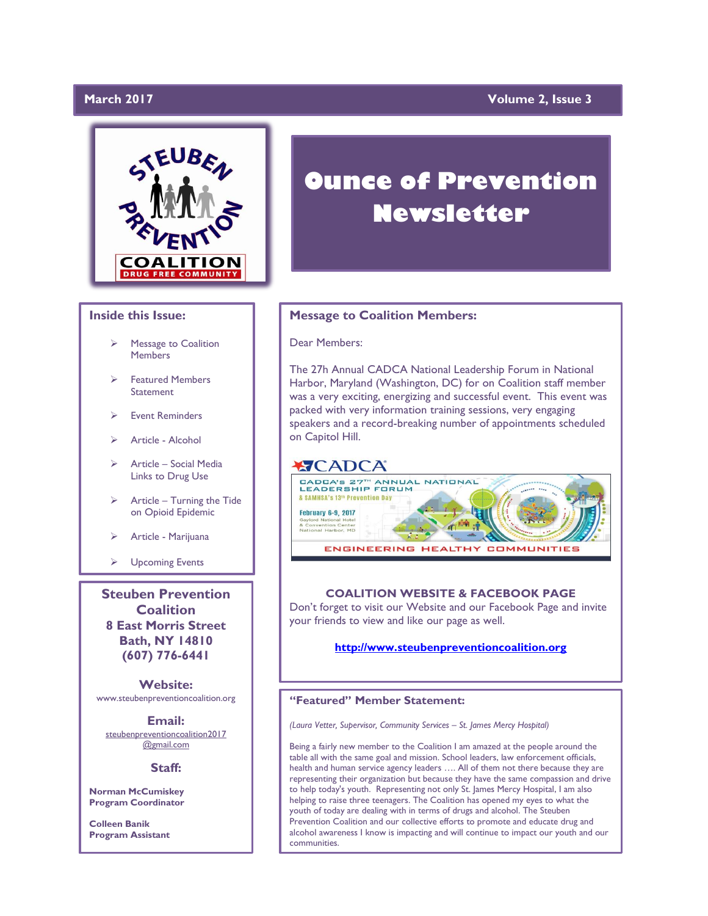March 2017 — Volume 2, Issue 3

STEUBEN PREVENTION COALITION
DRUG FREE COMMUNITY

# Ounce of Prevention Newsletter

## Inside this Issue:

- Message to Coalition Members
- Featured Members Statement
- Event Reminders
- Article - Alcohol
- Article – Social Media Links to Drug Use
- Article – Turning the Tide on Opioid Epidemic
- Article - Marijuana
- Upcoming Events

**Steuben Prevention Coalition**
**8 East Morris Street**
**Bath, NY 14810**
**(607) 776-6441**

**Website:**
www.steubenpreventioncoalition.org

**Email:**
steubenpreventioncoalition2017@gmail.com

**Staff:**

**Norman McCumiskey**
**Program Coordinator**

**Colleen Banik**
**Program Assistant**

## Message to Coalition Members:

Dear Members:

The 27h Annual CADCA National Leadership Forum in National Harbor, Maryland (Washington, DC) for on Coalition staff member was a very exciting, energizing and successful event. This event was packed with very information training sessions, very engaging speakers and a record-breaking number of appointments scheduled on Capitol Hill.

CADCA
CADCA's 27TH ANNUAL NATIONAL LEADERSHIP FORUM
& SAMHSA's 13th Prevention Day
February 6-9, 2017
Gaylord National Hotel & Convention Center
National Harbor, MD
ENGINEERING HEALTHY COMMUNITIES

**COALITION WEBSITE & FACEBOOK PAGE**

Don't forget to visit our Website and our Facebook Page and invite your friends to view and like our page as well.

**http://www.steubenpreventioncoalition.org**

## "Featured" Member Statement:

*(Laura Vetter, Supervisor, Community Services – St. James Mercy Hospital)*

Being a fairly new member to the Coalition I am amazed at the people around the table all with the same goal and mission. School leaders, law enforcement officials, health and human service agency leaders …. All of them not there because they are representing their organization but because they have the same compassion and drive to help today's youth. Representing not only St. James Mercy Hospital, I am also helping to raise three teenagers. The Coalition has opened my eyes to what the youth of today are dealing with in terms of drugs and alcohol. The Steuben Prevention Coalition and our collective efforts to promote and educate drug and alcohol awareness I know is impacting and will continue to impact our youth and our communities.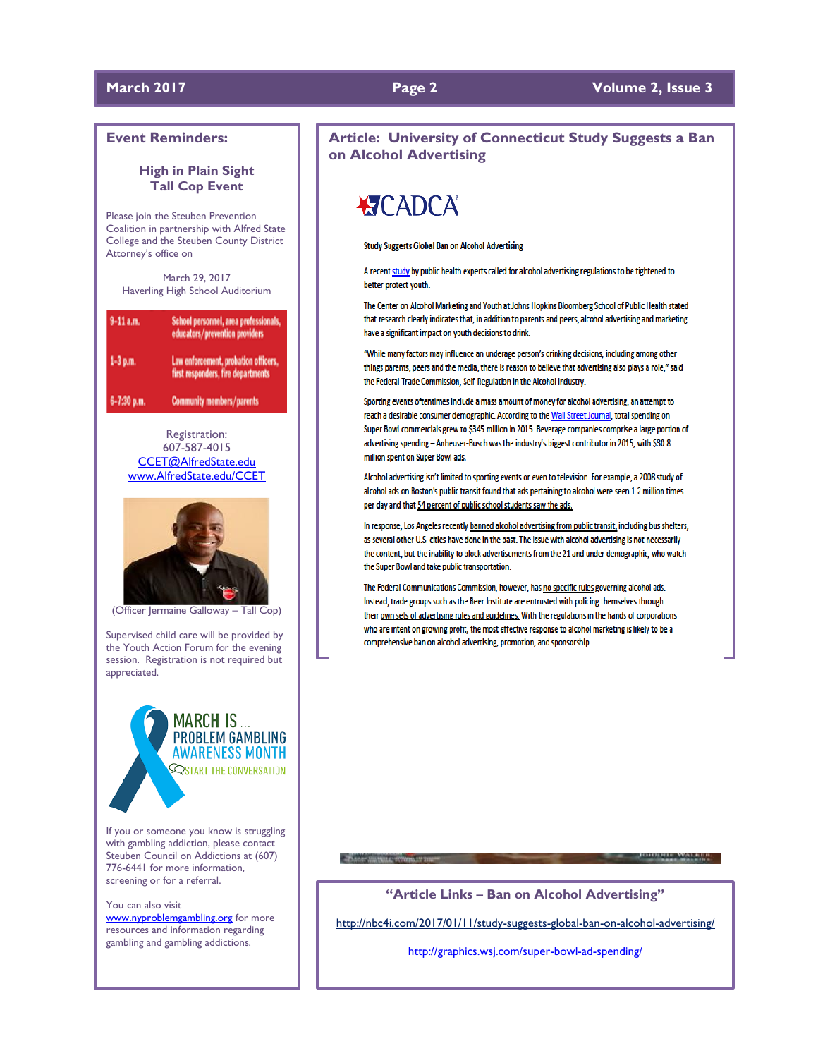## Event Reminders:

### High in Plain Sight
### Tall Cop Event

Please join the Steuben Prevention Coalition in partnership with Alfred State College and the Steuben County District Attorney's office on

March 29, 2017
Haverling High School Auditorium

| | |
|---|---|
| 9-11 a.m. | School personnel, area professionals, educators/prevention providers |
| 1-3 p.m. | Law enforcement, probation officers, first responders, fire departments |
| 6-7:30 p.m. | Community members/parents |

Registration:
607-587-4015
CCET@AlfredState.edu
www.AlfredState.edu/CCET

(Officer Jermaine Galloway – Tall Cop)

Supervised child care will be provided by the Youth Action Forum for the evening session. Registration is not required but appreciated.

MARCH IS ... PROBLEM GAMBLING AWARENESS MONTH
START THE CONVERSATION

If you or someone you know is struggling with gambling addiction, please contact Steuben Council on Addictions at (607) 776-6441 for more information, screening or for a referral.

You can also visit www.nyproblemgambling.org for more resources and information regarding gambling and gambling addictions.

## Article: University of Connecticut Study Suggests a Ban on Alcohol Advertising

CADCA

**Study Suggests Global Ban on Alcohol Advertising**

A recent study by public health experts called for alcohol advertising regulations to be tightened to better protect youth.

The Center on Alcohol Marketing and Youth at Johns Hopkins Bloomberg School of Public Health stated that research clearly indicates that, in addition to parents and peers, alcohol advertising and marketing have a significant impact on youth decisions to drink.

"While many factors may influence an underage person's drinking decisions, including among other things parents, peers and the media, there is reason to believe that advertising also plays a role," said the Federal Trade Commission, Self-Regulation in the Alcohol Industry.

Sporting events oftentimes include a mass amount of money for alcohol advertising, an attempt to reach a desirable consumer demographic. According to the Wall Street Journal, total spending on Super Bowl commercials grew to $345 million in 2015. Beverage companies comprise a large portion of advertising spending – Anheuser-Busch was the industry's biggest contributor in 2015, with $30.8 million spent on Super Bowl ads.

Alcohol advertising isn't limited to sporting events or even to television. For example, a 2008 study of alcohol ads on Boston's public transit found that ads pertaining to alcohol were seen 1.2 million times per day and that 54 percent of public school students saw the ads.

In response, Los Angeles recently banned alcohol advertising from public transit, including bus shelters, as several other U.S. cities have done in the past. The issue with alcohol advertising is not necessarily the content, but the inability to block advertisements from the 21 and under demographic, who watch the Super Bowl and take public transportation.

The Federal Communications Commission, however, has no specific rules governing alcohol ads. Instead, trade groups such as the Beer Institute are entrusted with policing themselves through their own sets of advertising rules and guidelines. With the regulations in the hands of corporations who are intent on growing profit, the most effective response to alcohol marketing is likely to be a comprehensive ban on alcohol advertising, promotion, and sponsorship.

### "Article Links – Ban on Alcohol Advertising"

http://nbc4i.com/2017/01/11/study-suggests-global-ban-on-alcohol-advertising/

http://graphics.wsj.com/super-bowl-ad-spending/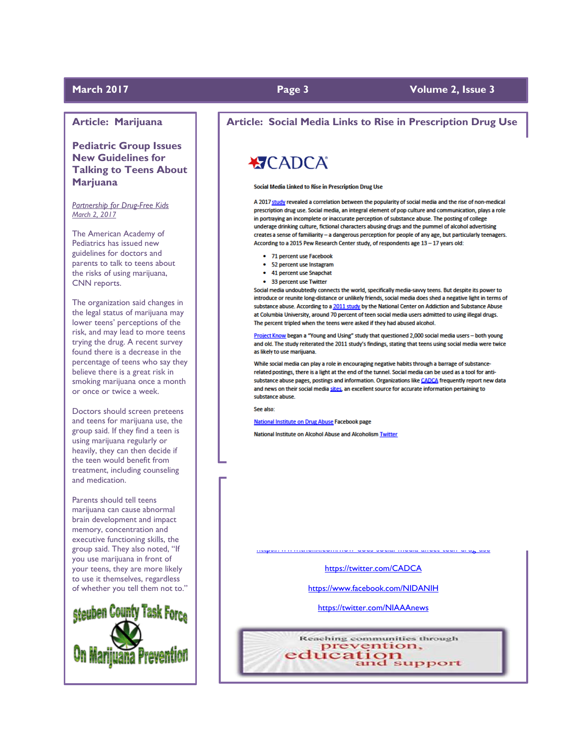## Article: Marijuana

### Pediatric Group Issues New Guidelines for Talking to Teens About Marjuana

*Partnership for Drug-Free Kids*
*March 2, 2017*

The American Academy of Pediatrics has issued new guidelines for doctors and parents to talk to teens about the risks of using marijuana, CNN reports.

The organization said changes in the legal status of marijuana may lower teens' perceptions of the risk, and may lead to more teens trying the drug. A recent survey found there is a decrease in the percentage of teens who say they believe there is a great risk in smoking marijuana once a month or once or twice a week.

Doctors should screen preteens and teens for marijuana use, the group said. If they find a teen is using marijuana regularly or heavily, they can then decide if the teen would benefit from treatment, including counseling and medication.

Parents should tell teens marijuana can cause abnormal brain development and impact memory, concentration and executive functioning skills, the group said. They also noted, "If you use marijuana in front of your teens, they are more likely to use it themselves, regardless of whether you tell them not to."

Steuben County Task Force On Marijuana Prevention

## Article: Social Media Links to Rise in Prescription Drug Use

CADCA

**Social Media Linked to Rise in Prescription Drug Use**

A 2017 study revealed a correlation between the popularity of social media and the rise of non-medical prescription drug use. Social media, an integral element of pop culture and communication, plays a role in portraying an incomplete or inaccurate perception of substance abuse. The posting of college underage drinking culture, fictional characters abusing drugs and the pummel of alcohol advertising creates a sense of familiarity – a dangerous perception for people of any age, but particularly teenagers. According to a 2015 Pew Research Center study, of respondents age 13 – 17 years old:

- 71 percent use Facebook
- 52 percent use Instagram
- 41 percent use Snapchat
- 33 percent use Twitter

Social media undoubtedly connects the world, specifically media-savvy teens. But despite its power to introduce or reunite long-distance or unlikely friends, social media does shed a negative light in terms of substance abuse. According to a 2011 study by the National Center on Addiction and Substance Abuse at Columbia University, around 70 percent of teen social media users admitted to using illegal drugs. The percent tripled when the teens were asked if they had abused alcohol.

Project Know began a "Young and Using" study that questioned 2,000 social media users – both young and old. The study reiterated the 2011 study's findings, stating that teens using social media were twice as likely to use marijuana.

While social media can play a role in encouraging negative habits through a barrage of substance-related postings, there is a light at the end of the tunnel. Social media can be used as a tool for anti-substance abuse pages, postings and information. Organizations like CADCA frequently report new data and news on their social media sites, an excellent source for accurate information pertaining to substance abuse.

See also:

National Institute on Drug Abuse Facebook page

National Institute on Alcohol Abuse and Alcoholism Twitter

https://www.rehabs.com/how-does-social-media-affect-teen-drug-use

https://twitter.com/CADCA

https://www.facebook.com/NIDANIH

https://twitter.com/NIAAAnews

Reaching communities through prevention, education and support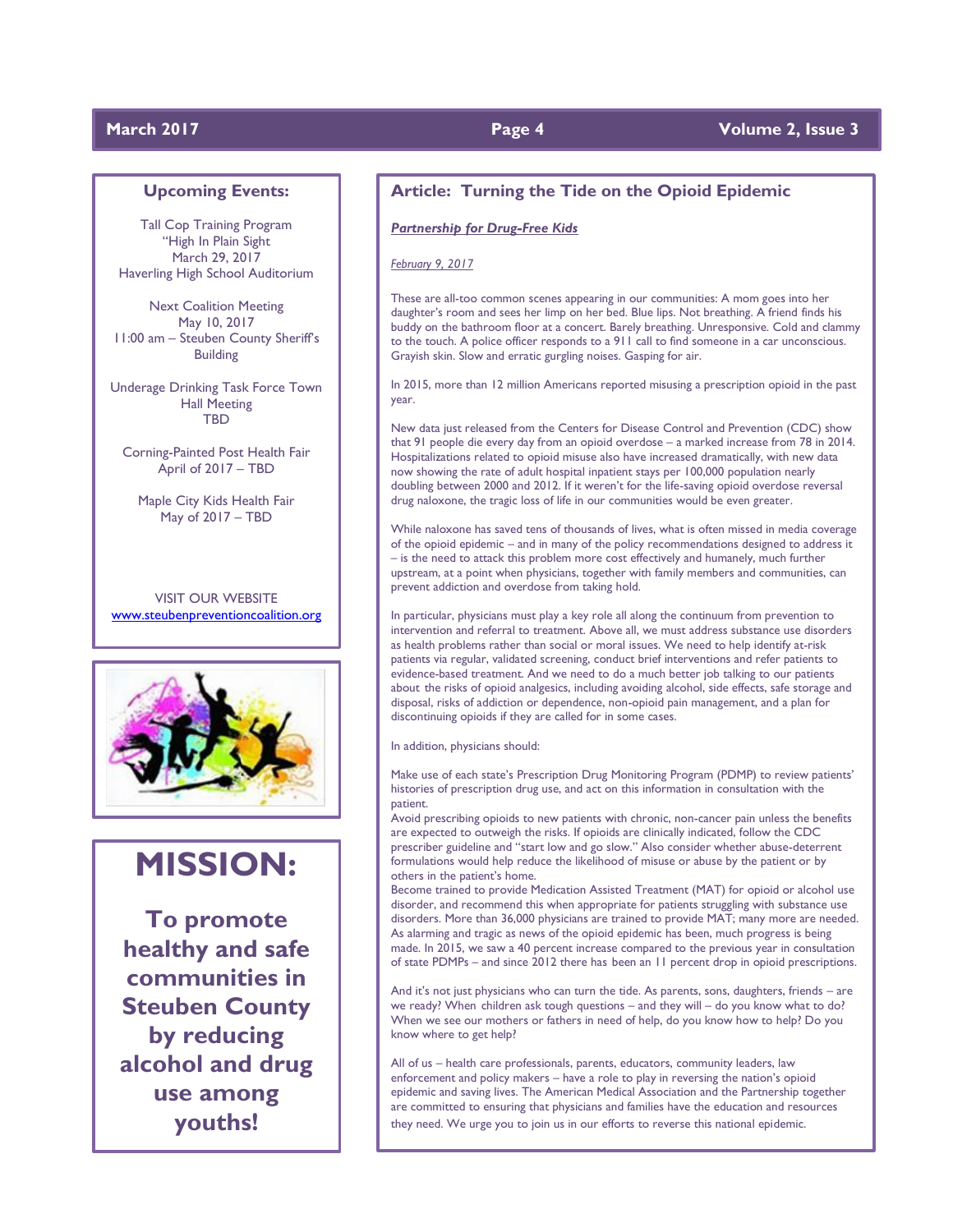## Upcoming Events:

Tall Cop Training Program
"High In Plain Sight
March 29, 2017
Haverling High School Auditorium

Next Coalition Meeting
May 10, 2017
11:00 am – Steuben County Sheriff's Building

Underage Drinking Task Force Town Hall Meeting
TBD

Corning-Painted Post Health Fair
April of 2017 – TBD

Maple City Kids Health Fair
May of 2017 – TBD

VISIT OUR WEBSITE
www.steubenpreventioncoalition.org

# MISSION:

**To promote healthy and safe communities in Steuben County by reducing alcohol and drug use among youths!**

## Article: Turning the Tide on the Opioid Epidemic

***Partnership for Drug-Free Kids***

*February 9, 2017*

These are all-too common scenes appearing in our communities: A mom goes into her daughter's room and sees her limp on her bed. Blue lips. Not breathing. A friend finds his buddy on the bathroom floor at a concert. Barely breathing. Unresponsive. Cold and clammy to the touch. A police officer responds to a 911 call to find someone in a car unconscious. Grayish skin. Slow and erratic gurgling noises. Gasping for air.

In 2015, more than 12 million Americans reported misusing a prescription opioid in the past year.

New data just released from the Centers for Disease Control and Prevention (CDC) show that 91 people die every day from an opioid overdose – a marked increase from 78 in 2014. Hospitalizations related to opioid misuse also have increased dramatically, with new data now showing the rate of adult hospital inpatient stays per 100,000 population nearly doubling between 2000 and 2012. If it weren't for the life-saving opioid overdose reversal drug naloxone, the tragic loss of life in our communities would be even greater.

While naloxone has saved tens of thousands of lives, what is often missed in media coverage of the opioid epidemic – and in many of the policy recommendations designed to address it – is the need to attack this problem more cost effectively and humanely, much further upstream, at a point when physicians, together with family members and communities, can prevent addiction and overdose from taking hold.

In particular, physicians must play a key role all along the continuum from prevention to intervention and referral to treatment. Above all, we must address substance use disorders as health problems rather than social or moral issues. We need to help identify at-risk patients via regular, validated screening, conduct brief interventions and refer patients to evidence-based treatment. And we need to do a much better job talking to our patients about the risks of opioid analgesics, including avoiding alcohol, side effects, safe storage and disposal, risks of addiction or dependence, non-opioid pain management, and a plan for discontinuing opioids if they are called for in some cases.

In addition, physicians should:

Make use of each state's Prescription Drug Monitoring Program (PDMP) to review patients' histories of prescription drug use, and act on this information in consultation with the patient.

Avoid prescribing opioids to new patients with chronic, non-cancer pain unless the benefits are expected to outweigh the risks. If opioids are clinically indicated, follow the CDC prescriber guideline and "start low and go slow." Also consider whether abuse-deterrent formulations would help reduce the likelihood of misuse or abuse by the patient or by others in the patient's home.

Become trained to provide Medication Assisted Treatment (MAT) for opioid or alcohol use disorder, and recommend this when appropriate for patients struggling with substance use disorders. More than 36,000 physicians are trained to provide MAT; many more are needed. As alarming and tragic as news of the opioid epidemic has been, much progress is being made. In 2015, we saw a 40 percent increase compared to the previous year in consultation of state PDMPs – and since 2012 there has been an 11 percent drop in opioid prescriptions.

And it's not just physicians who can turn the tide. As parents, sons, daughters, friends – are we ready? When children ask tough questions – and they will – do you know what to do? When we see our mothers or fathers in need of help, do you know how to help? Do you know where to get help?

All of us – health care professionals, parents, educators, community leaders, law enforcement and policy makers – have a role to play in reversing the nation's opioid epidemic and saving lives. The American Medical Association and the Partnership together are committed to ensuring that physicians and families have the education and resources they need. We urge you to join us in our efforts to reverse this national epidemic.